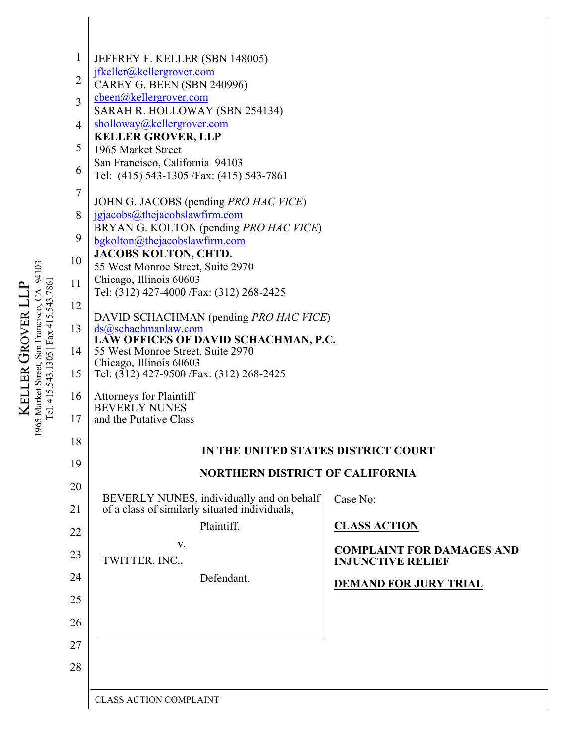JEFFREY F. KELLER (SBN 148005)
jfkeller@kellergrover.com
CAREY G. BEEN (SBN 240996)
cbeen@kellergrover.com
SARAH R. HOLLOWAY (SBN 254134)
sholloway@kellergrover.com
**KELLER GROVER, LLP**
1965 Market Street
San Francisco, California 94103
Tel: (415) 543-1305 /Fax: (415) 543-7861

JOHN G. JACOBS (pending *PRO HAC VICE*)
jgjacobs@thejacobslawfirm.com
BRYAN G. KOLTON (pending *PRO HAC VICE*)
bgkolton@thejacobslawfirm.com
**JACOBS KOLTON, CHTD.**
55 West Monroe Street, Suite 2970
Chicago, Illinois 60603
Tel: (312) 427-4000 /Fax: (312) 268-2425

DAVID SCHACHMAN (pending *PRO HAC VICE*)
ds@schachmanlaw.com
**LAW OFFICES OF DAVID SCHACHMAN, P.C.**
55 West Monroe Street, Suite 2970
Chicago, Illinois 60603
Tel: (312) 427-9500 /Fax: (312) 268-2425

Attorneys for Plaintiff
BEVERLY NUNES
and the Putative Class

**IN THE UNITED STATES DISTRICT COURT**

**NORTHERN DISTRICT OF CALIFORNIA**

BEVERLY NUNES, individually and on behalf of a class of similarly situated individuals,

Plaintiff,

v.

TWITTER, INC.,

Defendant.

Case No:

**CLASS ACTION**

**COMPLAINT FOR DAMAGES AND INJUNCTIVE RELIEF**

**DEMAND FOR JURY TRIAL**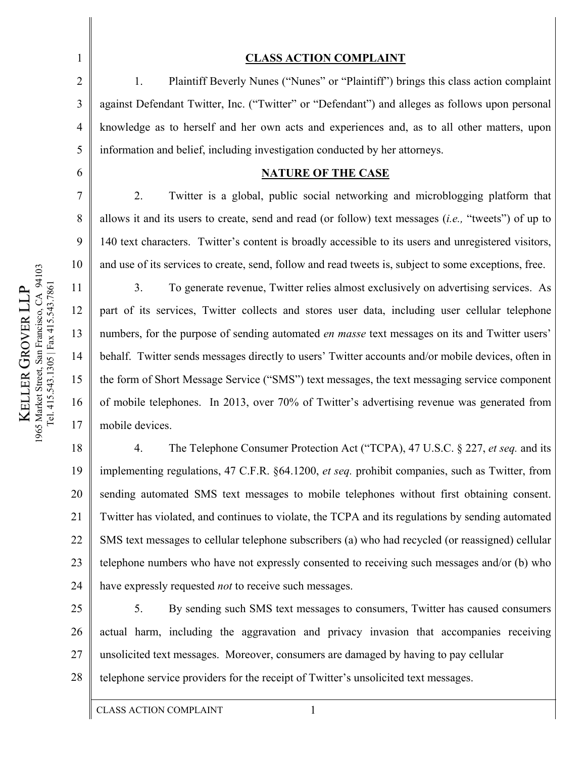## CLASS ACTION COMPLAINT

1. Plaintiff Beverly Nunes ("Nunes" or "Plaintiff") brings this class action complaint against Defendant Twitter, Inc. ("Twitter" or "Defendant") and alleges as follows upon personal knowledge as to herself and her own acts and experiences and, as to all other matters, upon information and belief, including investigation conducted by her attorneys.

## NATURE OF THE CASE

2. Twitter is a global, public social networking and microblogging platform that allows it and its users to create, send and read (or follow) text messages (*i.e.,* "tweets") of up to 140 text characters. Twitter's content is broadly accessible to its users and unregistered visitors, and use of its services to create, send, follow and read tweets is, subject to some exceptions, free.

3. To generate revenue, Twitter relies almost exclusively on advertising services. As part of its services, Twitter collects and stores user data, including user cellular telephone numbers, for the purpose of sending automated *en masse* text messages on its and Twitter users' behalf. Twitter sends messages directly to users' Twitter accounts and/or mobile devices, often in the form of Short Message Service ("SMS") text messages, the text messaging service component of mobile telephones. In 2013, over 70% of Twitter's advertising revenue was generated from mobile devices.

4. The Telephone Consumer Protection Act ("TCPA), 47 U.S.C. § 227, *et seq.* and its implementing regulations, 47 C.F.R. §64.1200, *et seq.* prohibit companies, such as Twitter, from sending automated SMS text messages to mobile telephones without first obtaining consent. Twitter has violated, and continues to violate, the TCPA and its regulations by sending automated SMS text messages to cellular telephone subscribers (a) who had recycled (or reassigned) cellular telephone numbers who have not expressly consented to receiving such messages and/or (b) who have expressly requested *not* to receive such messages.

5. By sending such SMS text messages to consumers, Twitter has caused consumers actual harm, including the aggravation and privacy invasion that accompanies receiving unsolicited text messages. Moreover, consumers are damaged by having to pay cellular telephone service providers for the receipt of Twitter's unsolicited text messages.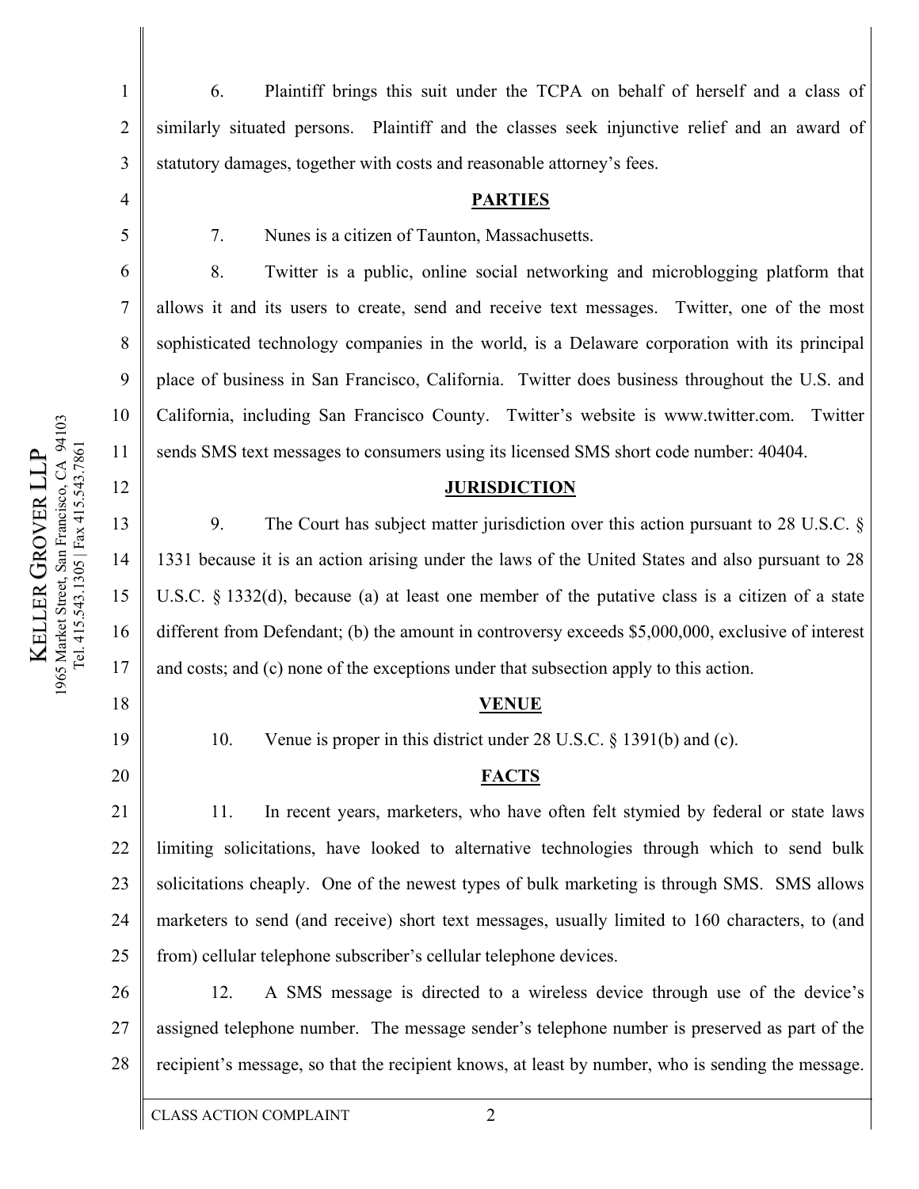6. Plaintiff brings this suit under the TCPA on behalf of herself and a class of similarly situated persons. Plaintiff and the classes seek injunctive relief and an award of statutory damages, together with costs and reasonable attorney's fees.

## PARTIES

7. Nunes is a citizen of Taunton, Massachusetts.

8. Twitter is a public, online social networking and microblogging platform that allows it and its users to create, send and receive text messages. Twitter, one of the most sophisticated technology companies in the world, is a Delaware corporation with its principal place of business in San Francisco, California. Twitter does business throughout the U.S. and California, including San Francisco County. Twitter's website is www.twitter.com. Twitter sends SMS text messages to consumers using its licensed SMS short code number: 40404.

## JURISDICTION

9. The Court has subject matter jurisdiction over this action pursuant to 28 U.S.C. § 1331 because it is an action arising under the laws of the United States and also pursuant to 28 U.S.C. § 1332(d), because (a) at least one member of the putative class is a citizen of a state different from Defendant; (b) the amount in controversy exceeds $5,000,000, exclusive of interest and costs; and (c) none of the exceptions under that subsection apply to this action.

## VENUE

10. Venue is proper in this district under 28 U.S.C. § 1391(b) and (c).

## FACTS

11. In recent years, marketers, who have often felt stymied by federal or state laws limiting solicitations, have looked to alternative technologies through which to send bulk solicitations cheaply. One of the newest types of bulk marketing is through SMS. SMS allows marketers to send (and receive) short text messages, usually limited to 160 characters, to (and from) cellular telephone subscriber's cellular telephone devices.

12. A SMS message is directed to a wireless device through use of the device's assigned telephone number. The message sender's telephone number is preserved as part of the recipient's message, so that the recipient knows, at least by number, who is sending the message.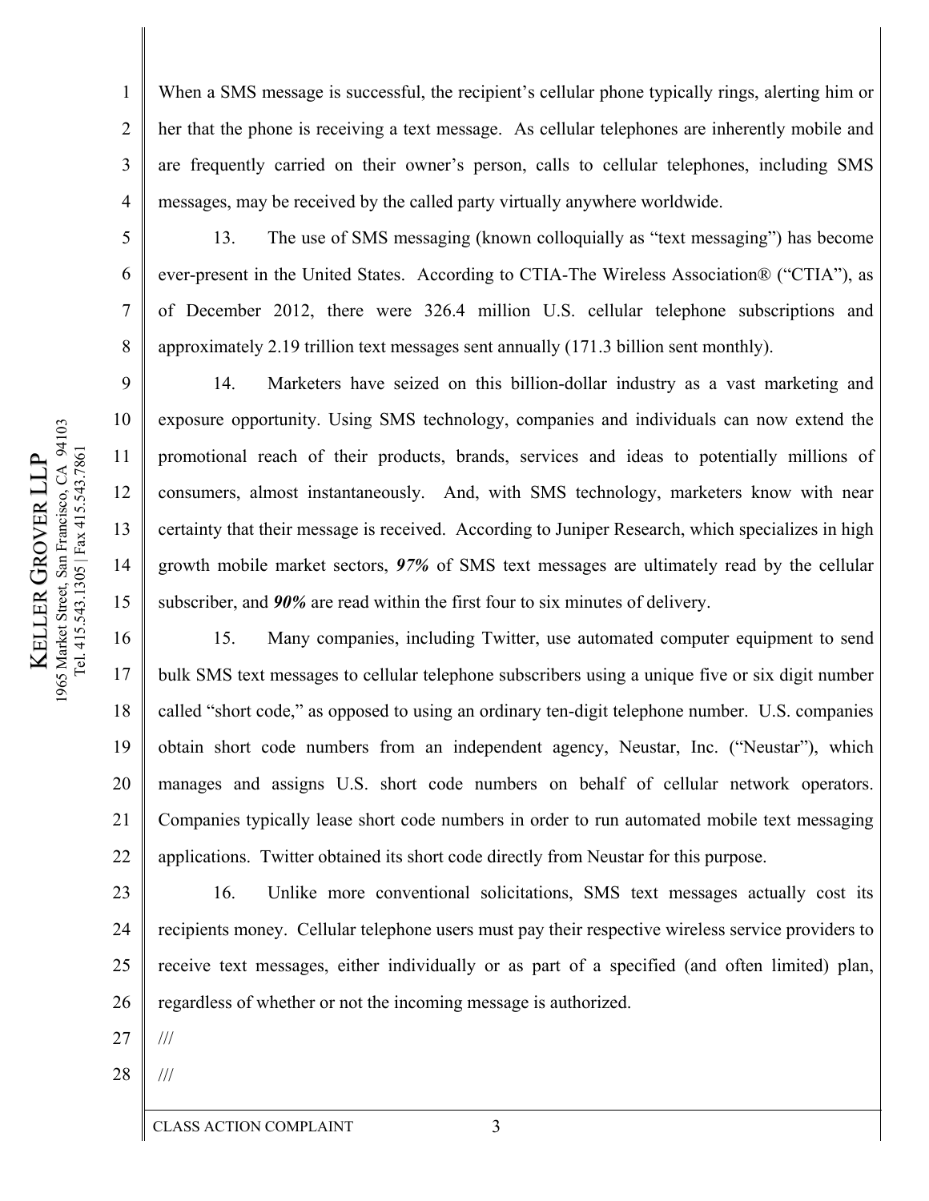When a SMS message is successful, the recipient's cellular phone typically rings, alerting him or her that the phone is receiving a text message. As cellular telephones are inherently mobile and are frequently carried on their owner's person, calls to cellular telephones, including SMS messages, may be received by the called party virtually anywhere worldwide.

13. The use of SMS messaging (known colloquially as "text messaging") has become ever-present in the United States. According to CTIA-The Wireless Association® ("CTIA"), as of December 2012, there were 326.4 million U.S. cellular telephone subscriptions and approximately 2.19 trillion text messages sent annually (171.3 billion sent monthly).

14. Marketers have seized on this billion-dollar industry as a vast marketing and exposure opportunity. Using SMS technology, companies and individuals can now extend the promotional reach of their products, brands, services and ideas to potentially millions of consumers, almost instantaneously. And, with SMS technology, marketers know with near certainty that their message is received. According to Juniper Research, which specializes in high growth mobile market sectors, ***97%*** of SMS text messages are ultimately read by the cellular subscriber, and ***90%*** are read within the first four to six minutes of delivery.

15. Many companies, including Twitter, use automated computer equipment to send bulk SMS text messages to cellular telephone subscribers using a unique five or six digit number called "short code," as opposed to using an ordinary ten-digit telephone number. U.S. companies obtain short code numbers from an independent agency, Neustar, Inc. ("Neustar"), which manages and assigns U.S. short code numbers on behalf of cellular network operators. Companies typically lease short code numbers in order to run automated mobile text messaging applications. Twitter obtained its short code directly from Neustar for this purpose.

16. Unlike more conventional solicitations, SMS text messages actually cost its recipients money. Cellular telephone users must pay their respective wireless service providers to receive text messages, either individually or as part of a specified (and often limited) plan, regardless of whether or not the incoming message is authorized.

///

///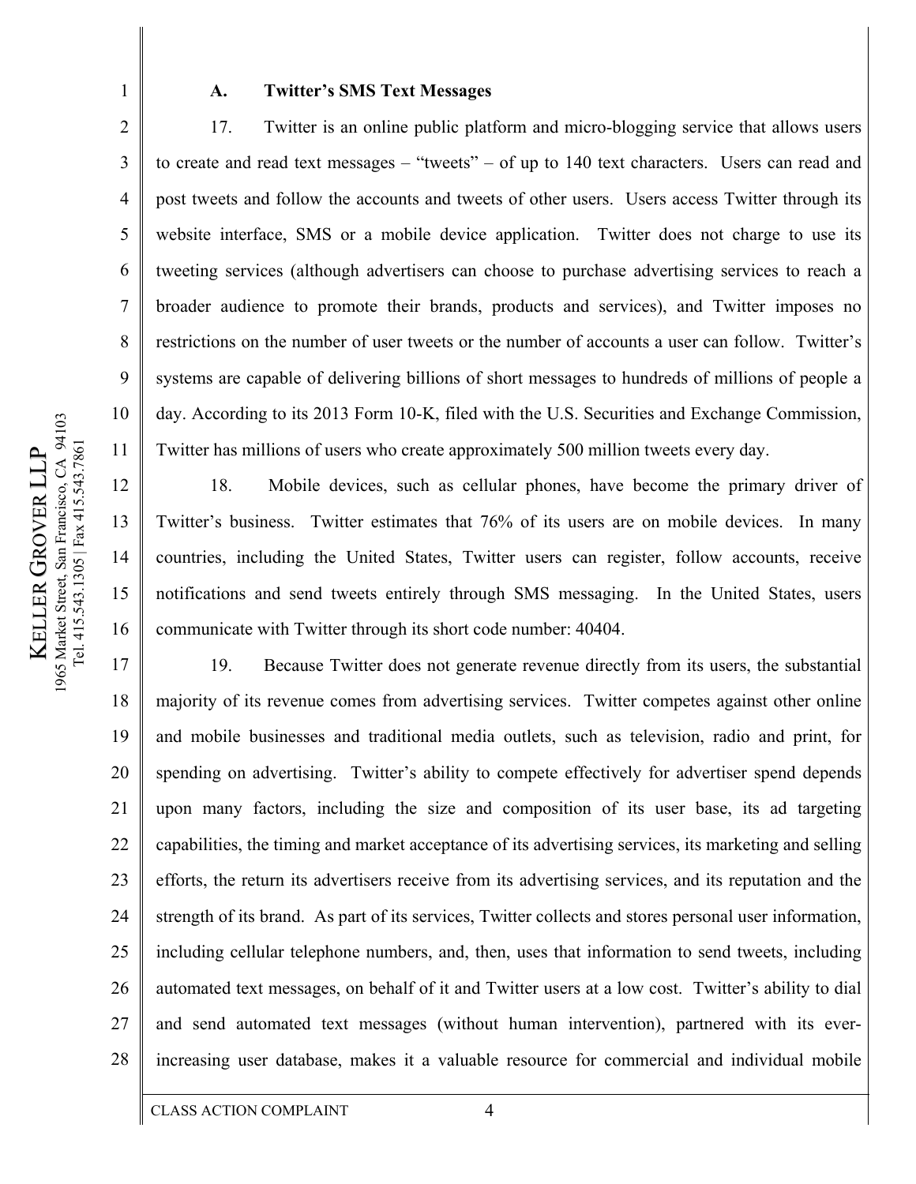### A. Twitter's SMS Text Messages

17. Twitter is an online public platform and micro-blogging service that allows users to create and read text messages – "tweets" – of up to 140 text characters. Users can read and post tweets and follow the accounts and tweets of other users. Users access Twitter through its website interface, SMS or a mobile device application. Twitter does not charge to use its tweeting services (although advertisers can choose to purchase advertising services to reach a broader audience to promote their brands, products and services), and Twitter imposes no restrictions on the number of user tweets or the number of accounts a user can follow. Twitter's systems are capable of delivering billions of short messages to hundreds of millions of people a day. According to its 2013 Form 10-K, filed with the U.S. Securities and Exchange Commission, Twitter has millions of users who create approximately 500 million tweets every day.

18. Mobile devices, such as cellular phones, have become the primary driver of Twitter's business. Twitter estimates that 76% of its users are on mobile devices. In many countries, including the United States, Twitter users can register, follow accounts, receive notifications and send tweets entirely through SMS messaging. In the United States, users communicate with Twitter through its short code number: 40404.

19. Because Twitter does not generate revenue directly from its users, the substantial majority of its revenue comes from advertising services. Twitter competes against other online and mobile businesses and traditional media outlets, such as television, radio and print, for spending on advertising. Twitter's ability to compete effectively for advertiser spend depends upon many factors, including the size and composition of its user base, its ad targeting capabilities, the timing and market acceptance of its advertising services, its marketing and selling efforts, the return its advertisers receive from its advertising services, and its reputation and the strength of its brand. As part of its services, Twitter collects and stores personal user information, including cellular telephone numbers, and, then, uses that information to send tweets, including automated text messages, on behalf of it and Twitter users at a low cost. Twitter's ability to dial and send automated text messages (without human intervention), partnered with its ever-increasing user database, makes it a valuable resource for commercial and individual mobile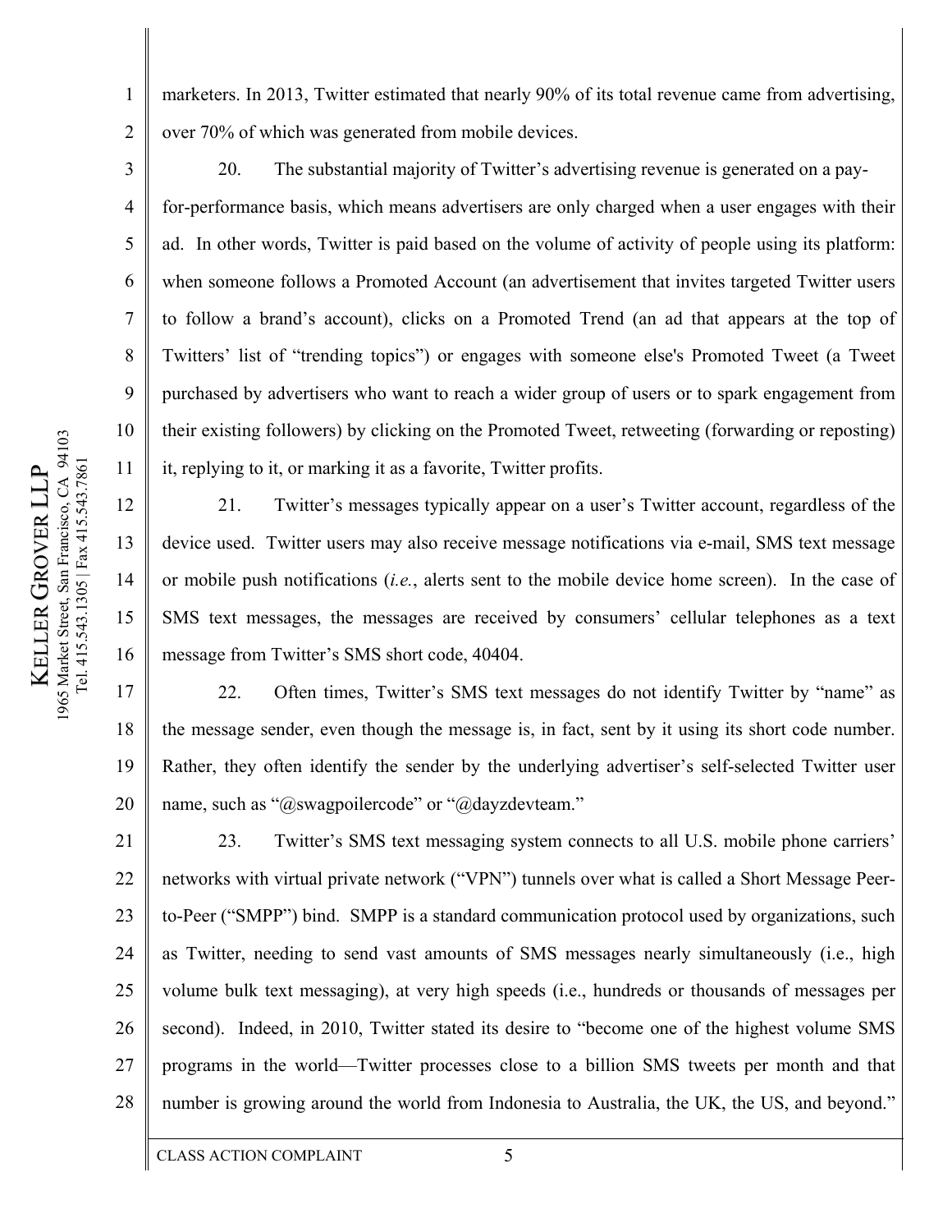marketers. In 2013, Twitter estimated that nearly 90% of its total revenue came from advertising, over 70% of which was generated from mobile devices.

20. The substantial majority of Twitter's advertising revenue is generated on a pay-for-performance basis, which means advertisers are only charged when a user engages with their ad. In other words, Twitter is paid based on the volume of activity of people using its platform: when someone follows a Promoted Account (an advertisement that invites targeted Twitter users to follow a brand's account), clicks on a Promoted Trend (an ad that appears at the top of Twitters' list of "trending topics") or engages with someone else's Promoted Tweet (a Tweet purchased by advertisers who want to reach a wider group of users or to spark engagement from their existing followers) by clicking on the Promoted Tweet, retweeting (forwarding or reposting) it, replying to it, or marking it as a favorite, Twitter profits.

21. Twitter's messages typically appear on a user's Twitter account, regardless of the device used. Twitter users may also receive message notifications via e-mail, SMS text message or mobile push notifications (*i.e.*, alerts sent to the mobile device home screen). In the case of SMS text messages, the messages are received by consumers' cellular telephones as a text message from Twitter's SMS short code, 40404.

22. Often times, Twitter's SMS text messages do not identify Twitter by "name" as the message sender, even though the message is, in fact, sent by it using its short code number. Rather, they often identify the sender by the underlying advertiser's self-selected Twitter user name, such as "@swagpoilercode" or "@dayzdevteam."

23. Twitter's SMS text messaging system connects to all U.S. mobile phone carriers' networks with virtual private network ("VPN") tunnels over what is called a Short Message Peer-to-Peer ("SMPP") bind. SMPP is a standard communication protocol used by organizations, such as Twitter, needing to send vast amounts of SMS messages nearly simultaneously (i.e., high volume bulk text messaging), at very high speeds (i.e., hundreds or thousands of messages per second). Indeed, in 2010, Twitter stated its desire to "become one of the highest volume SMS programs in the world—Twitter processes close to a billion SMS tweets per month and that number is growing around the world from Indonesia to Australia, the UK, the US, and beyond."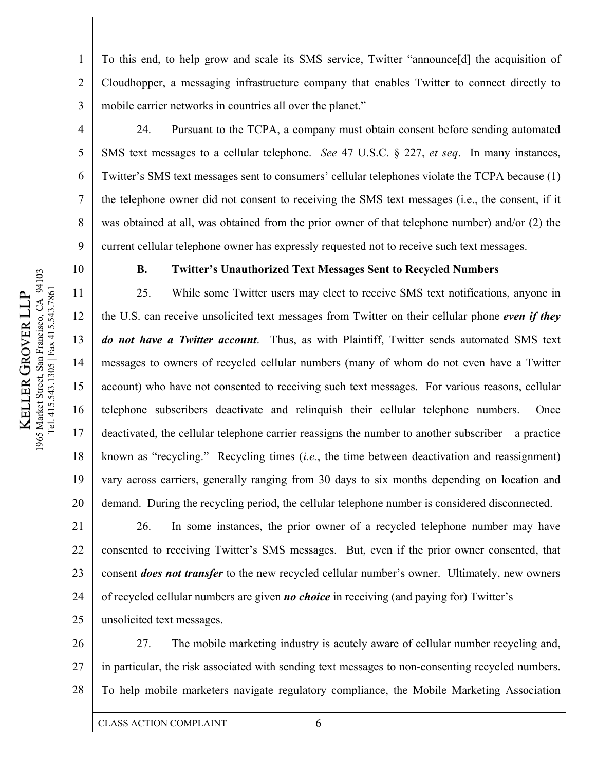To this end, to help grow and scale its SMS service, Twitter "announce[d] the acquisition of Cloudhopper, a messaging infrastructure company that enables Twitter to connect directly to mobile carrier networks in countries all over the planet."

24. Pursuant to the TCPA, a company must obtain consent before sending automated SMS text messages to a cellular telephone. *See* 47 U.S.C. § 227, *et seq*. In many instances, Twitter's SMS text messages sent to consumers' cellular telephones violate the TCPA because (1) the telephone owner did not consent to receiving the SMS text messages (i.e., the consent, if it was obtained at all, was obtained from the prior owner of that telephone number) and/or (2) the current cellular telephone owner has expressly requested not to receive such text messages.

### B. Twitter's Unauthorized Text Messages Sent to Recycled Numbers

25. While some Twitter users may elect to receive SMS text notifications, anyone in the U.S. can receive unsolicited text messages from Twitter on their cellular phone ***even if they do not have a Twitter account***. Thus, as with Plaintiff, Twitter sends automated SMS text messages to owners of recycled cellular numbers (many of whom do not even have a Twitter account) who have not consented to receiving such text messages. For various reasons, cellular telephone subscribers deactivate and relinquish their cellular telephone numbers. Once deactivated, the cellular telephone carrier reassigns the number to another subscriber – a practice known as "recycling." Recycling times (*i.e.*, the time between deactivation and reassignment) vary across carriers, generally ranging from 30 days to six months depending on location and demand. During the recycling period, the cellular telephone number is considered disconnected.

26. In some instances, the prior owner of a recycled telephone number may have consented to receiving Twitter's SMS messages. But, even if the prior owner consented, that consent ***does not transfer*** to the new recycled cellular number's owner. Ultimately, new owners of recycled cellular numbers are given ***no choice*** in receiving (and paying for) Twitter's unsolicited text messages.

27. The mobile marketing industry is acutely aware of cellular number recycling and, in particular, the risk associated with sending text messages to non-consenting recycled numbers. To help mobile marketers navigate regulatory compliance, the Mobile Marketing Association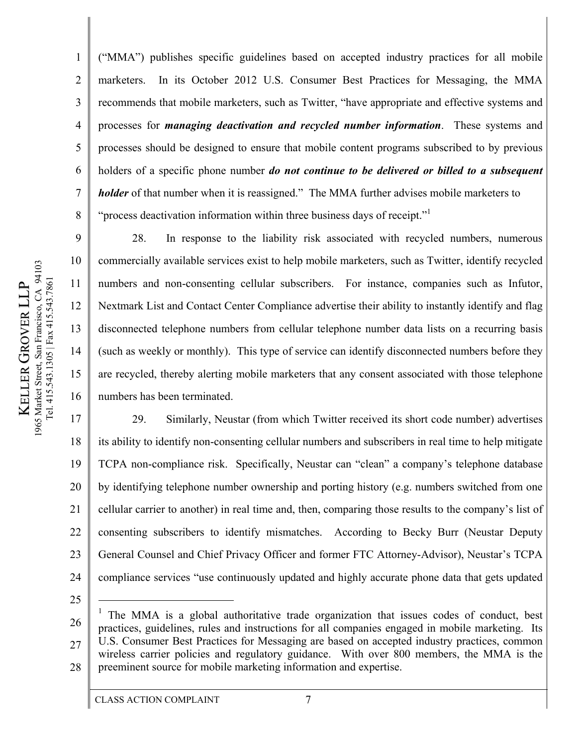("MMA") publishes specific guidelines based on accepted industry practices for all mobile marketers. In its October 2012 U.S. Consumer Best Practices for Messaging, the MMA recommends that mobile marketers, such as Twitter, "have appropriate and effective systems and processes for ***managing deactivation and recycled number information***. These systems and processes should be designed to ensure that mobile content programs subscribed to by previous holders of a specific phone number ***do not continue to be delivered or billed to a subsequent holder*** of that number when it is reassigned." The MMA further advises mobile marketers to "process deactivation information within three business days of receipt."[1]

28. In response to the liability risk associated with recycled numbers, numerous commercially available services exist to help mobile marketers, such as Twitter, identify recycled numbers and non-consenting cellular subscribers. For instance, companies such as Infutor, Nextmark List and Contact Center Compliance advertise their ability to instantly identify and flag disconnected telephone numbers from cellular telephone number data lists on a recurring basis (such as weekly or monthly). This type of service can identify disconnected numbers before they are recycled, thereby alerting mobile marketers that any consent associated with those telephone numbers has been terminated.

29. Similarly, Neustar (from which Twitter received its short code number) advertises its ability to identify non-consenting cellular numbers and subscribers in real time to help mitigate TCPA non-compliance risk. Specifically, Neustar can "clean" a company's telephone database by identifying telephone number ownership and porting history (e.g. numbers switched from one cellular carrier to another) in real time and, then, comparing those results to the company's list of consenting subscribers to identify mismatches. According to Becky Burr (Neustar Deputy General Counsel and Chief Privacy Officer and former FTC Attorney-Advisor), Neustar's TCPA compliance services "use continuously updated and highly accurate phone data that gets updated

---

[1] The MMA is a global authoritative trade organization that issues codes of conduct, best practices, guidelines, rules and instructions for all companies engaged in mobile marketing. Its U.S. Consumer Best Practices for Messaging are based on accepted industry practices, common wireless carrier policies and regulatory guidance. With over 800 members, the MMA is the preeminent source for mobile marketing information and expertise.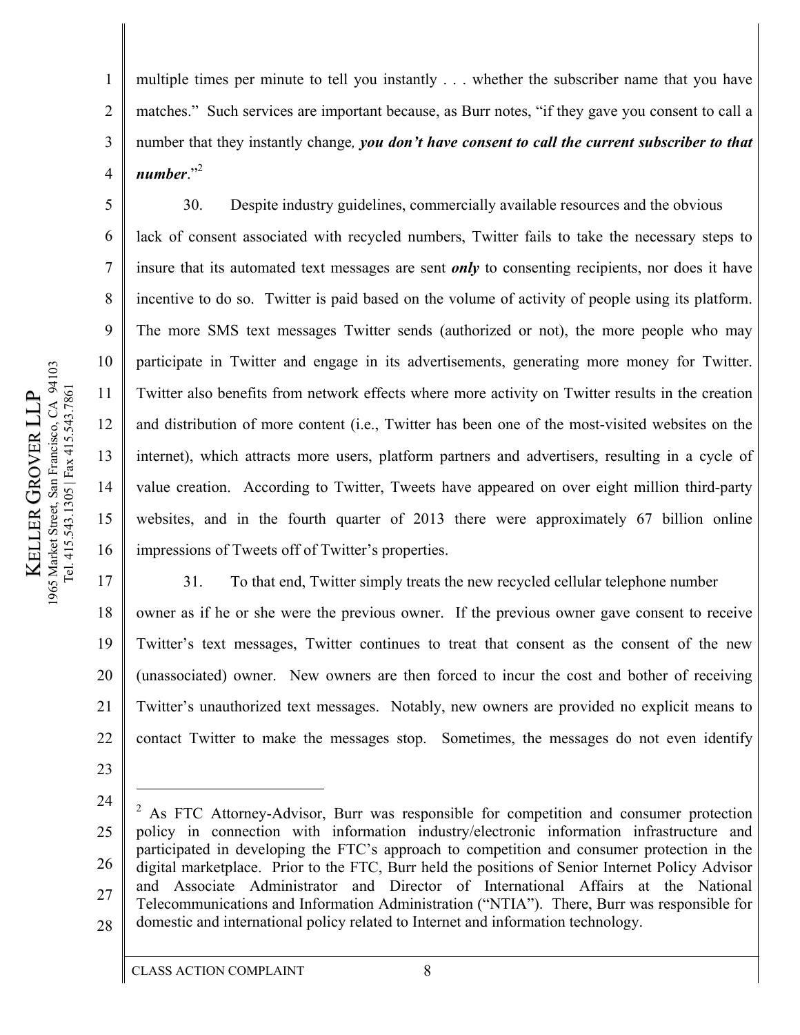multiple times per minute to tell you instantly . . . whether the subscriber name that you have matches." Such services are important because, as Burr notes, "if they gave you consent to call a number that they instantly change*, **you don't have consent to call the current subscriber to that number***."[2]

30. Despite industry guidelines, commercially available resources and the obvious lack of consent associated with recycled numbers, Twitter fails to take the necessary steps to insure that its automated text messages are sent ***only*** to consenting recipients, nor does it have incentive to do so. Twitter is paid based on the volume of activity of people using its platform. The more SMS text messages Twitter sends (authorized or not), the more people who may participate in Twitter and engage in its advertisements, generating more money for Twitter. Twitter also benefits from network effects where more activity on Twitter results in the creation and distribution of more content (i.e., Twitter has been one of the most-visited websites on the internet), which attracts more users, platform partners and advertisers, resulting in a cycle of value creation. According to Twitter, Tweets have appeared on over eight million third-party websites, and in the fourth quarter of 2013 there were approximately 67 billion online impressions of Tweets off of Twitter's properties.

31. To that end, Twitter simply treats the new recycled cellular telephone number owner as if he or she were the previous owner. If the previous owner gave consent to receive Twitter's text messages, Twitter continues to treat that consent as the consent of the new (unassociated) owner. New owners are then forced to incur the cost and bother of receiving Twitter's unauthorized text messages. Notably, new owners are provided no explicit means to contact Twitter to make the messages stop. Sometimes, the messages do not even identify

---

[2] As FTC Attorney-Advisor, Burr was responsible for competition and consumer protection policy in connection with information industry/electronic information infrastructure and participated in developing the FTC's approach to competition and consumer protection in the digital marketplace. Prior to the FTC, Burr held the positions of Senior Internet Policy Advisor and Associate Administrator and Director of International Affairs at the National Telecommunications and Information Administration ("NTIA"). There, Burr was responsible for domestic and international policy related to Internet and information technology.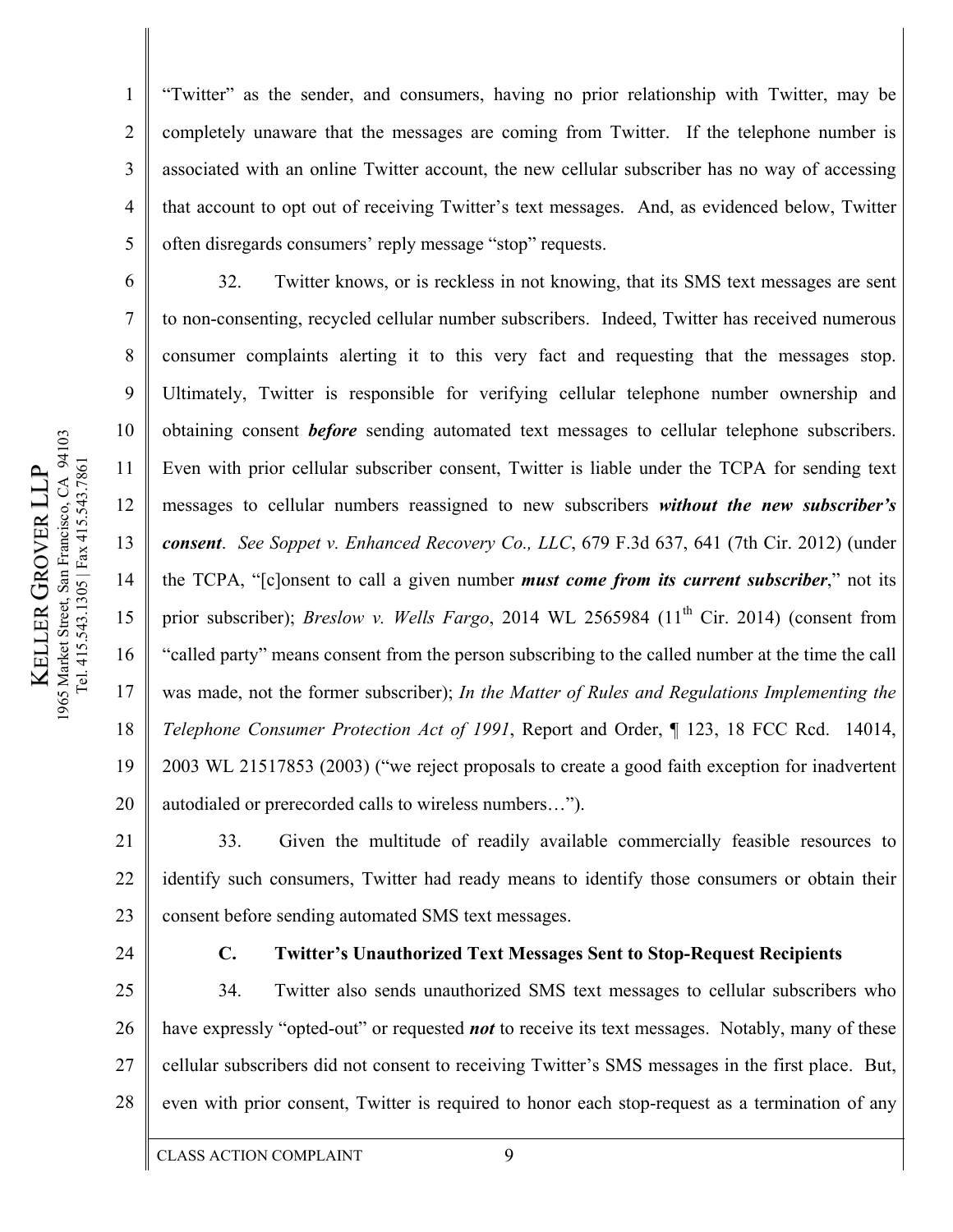"Twitter" as the sender, and consumers, having no prior relationship with Twitter, may be completely unaware that the messages are coming from Twitter. If the telephone number is associated with an online Twitter account, the new cellular subscriber has no way of accessing that account to opt out of receiving Twitter's text messages. And, as evidenced below, Twitter often disregards consumers' reply message "stop" requests.

32. Twitter knows, or is reckless in not knowing, that its SMS text messages are sent to non-consenting, recycled cellular number subscribers. Indeed, Twitter has received numerous consumer complaints alerting it to this very fact and requesting that the messages stop. Ultimately, Twitter is responsible for verifying cellular telephone number ownership and obtaining consent ***before*** sending automated text messages to cellular telephone subscribers. Even with prior cellular subscriber consent, Twitter is liable under the TCPA for sending text messages to cellular numbers reassigned to new subscribers ***without the new subscriber's consent***. *See Soppet v. Enhanced Recovery Co., LLC*, 679 F.3d 637, 641 (7th Cir. 2012) (under the TCPA, "[c]onsent to call a given number ***must come from its current subscriber***," not its prior subscriber); *Breslow v. Wells Fargo*, 2014 WL 2565984 (11th Cir. 2014) (consent from "called party" means consent from the person subscribing to the called number at the time the call was made, not the former subscriber); *In the Matter of Rules and Regulations Implementing the Telephone Consumer Protection Act of 1991*, Report and Order, ¶ 123, 18 FCC Rcd. 14014, 2003 WL 21517853 (2003) ("we reject proposals to create a good faith exception for inadvertent autodialed or prerecorded calls to wireless numbers…").

33. Given the multitude of readily available commercially feasible resources to identify such consumers, Twitter had ready means to identify those consumers or obtain their consent before sending automated SMS text messages.

### C. Twitter's Unauthorized Text Messages Sent to Stop-Request Recipients

34. Twitter also sends unauthorized SMS text messages to cellular subscribers who have expressly "opted-out" or requested ***not*** to receive its text messages. Notably, many of these cellular subscribers did not consent to receiving Twitter's SMS messages in the first place. But, even with prior consent, Twitter is required to honor each stop-request as a termination of any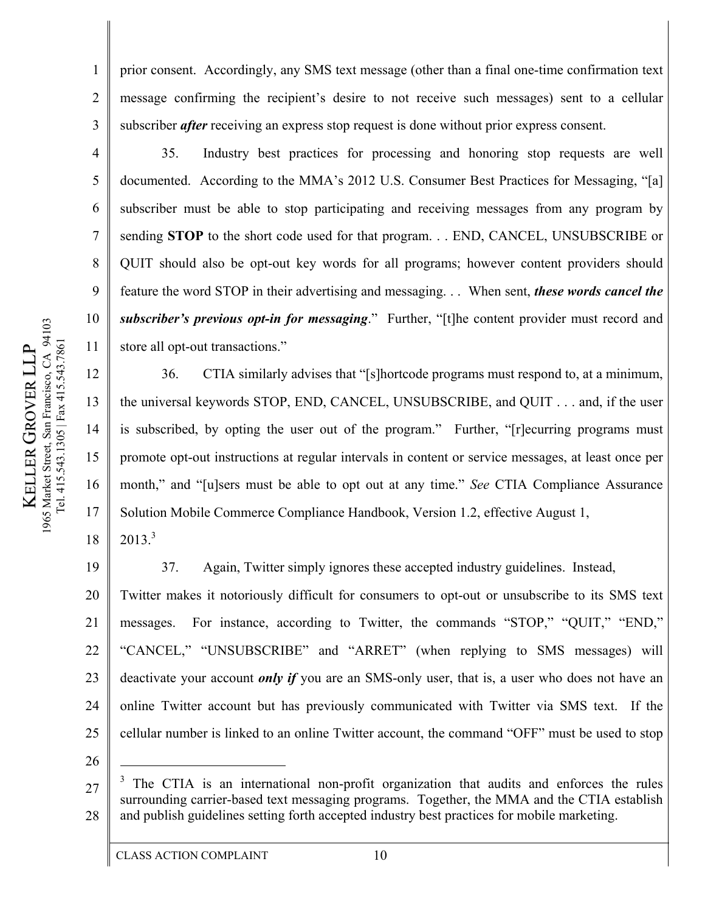prior consent. Accordingly, any SMS text message (other than a final one-time confirmation text message confirming the recipient's desire to not receive such messages) sent to a cellular subscriber ***after*** receiving an express stop request is done without prior express consent.

35. Industry best practices for processing and honoring stop requests are well documented. According to the MMA's 2012 U.S. Consumer Best Practices for Messaging, "[a] subscriber must be able to stop participating and receiving messages from any program by sending **STOP** to the short code used for that program. . . END, CANCEL, UNSUBSCRIBE or QUIT should also be opt-out key words for all programs; however content providers should feature the word STOP in their advertising and messaging. . . When sent, ***these words cancel the subscriber's previous opt-in for messaging***." Further, "[t]he content provider must record and store all opt-out transactions."

36. CTIA similarly advises that "[s]hortcode programs must respond to, at a minimum, the universal keywords STOP, END, CANCEL, UNSUBSCRIBE, and QUIT . . . and, if the user is subscribed, by opting the user out of the program." Further, "[r]ecurring programs must promote opt-out instructions at regular intervals in content or service messages, at least once per month," and "[u]sers must be able to opt out at any time." *See* CTIA Compliance Assurance Solution Mobile Commerce Compliance Handbook, Version 1.2, effective August 1, 2013.[3]

37. Again, Twitter simply ignores these accepted industry guidelines. Instead, Twitter makes it notoriously difficult for consumers to opt-out or unsubscribe to its SMS text messages. For instance, according to Twitter, the commands "STOP," "QUIT," "END," "CANCEL," "UNSUBSCRIBE" and "ARRET" (when replying to SMS messages) will deactivate your account ***only if*** you are an SMS-only user, that is, a user who does not have an online Twitter account but has previously communicated with Twitter via SMS text. If the cellular number is linked to an online Twitter account, the command "OFF" must be used to stop

---

[3] The CTIA is an international non-profit organization that audits and enforces the rules surrounding carrier-based text messaging programs. Together, the MMA and the CTIA establish and publish guidelines setting forth accepted industry best practices for mobile marketing.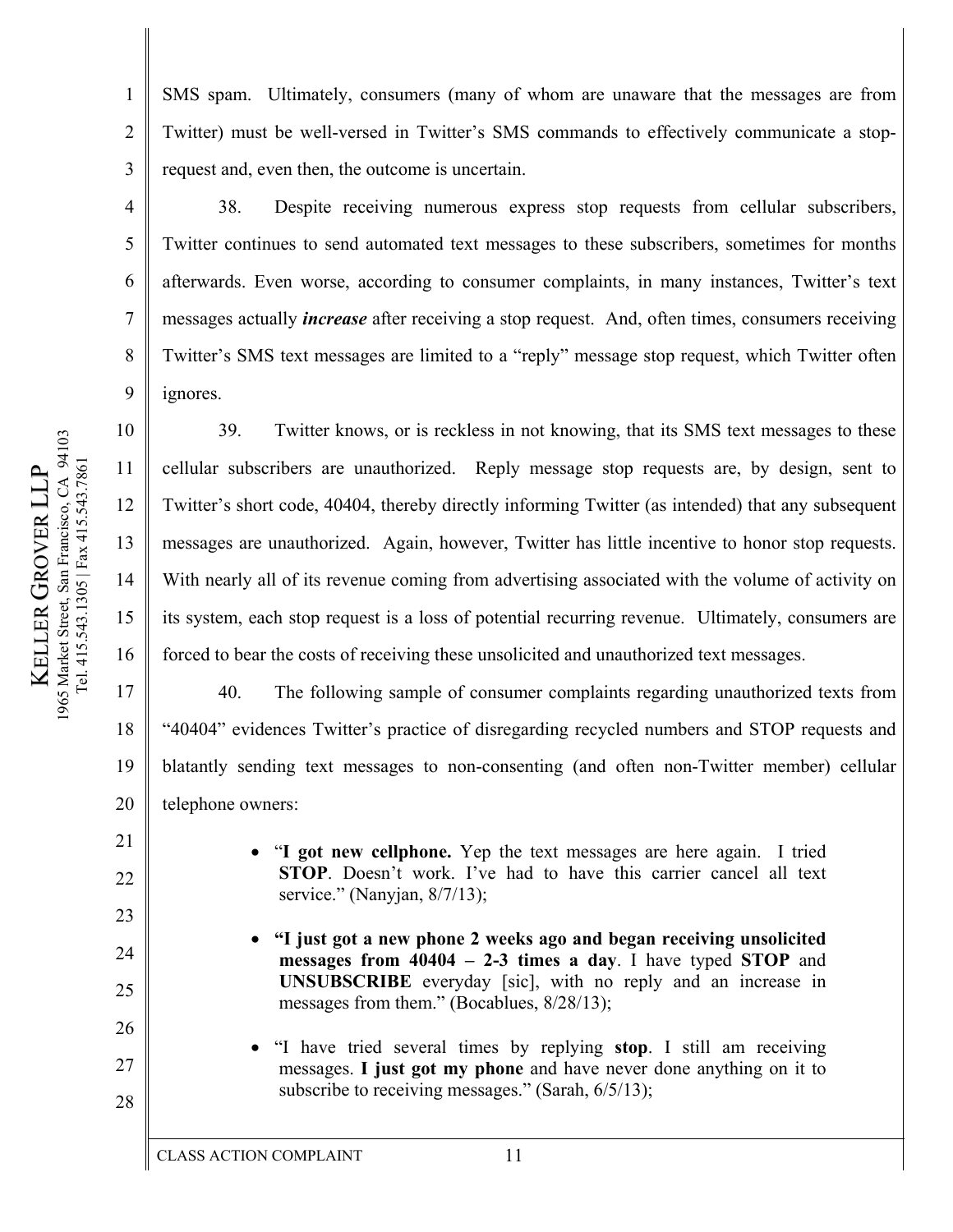SMS spam. Ultimately, consumers (many of whom are unaware that the messages are from Twitter) must be well-versed in Twitter's SMS commands to effectively communicate a stop-request and, even then, the outcome is uncertain.

38. Despite receiving numerous express stop requests from cellular subscribers, Twitter continues to send automated text messages to these subscribers, sometimes for months afterwards. Even worse, according to consumer complaints, in many instances, Twitter's text messages actually ***increase*** after receiving a stop request. And, often times, consumers receiving Twitter's SMS text messages are limited to a "reply" message stop request, which Twitter often ignores.

39. Twitter knows, or is reckless in not knowing, that its SMS text messages to these cellular subscribers are unauthorized. Reply message stop requests are, by design, sent to Twitter's short code, 40404, thereby directly informing Twitter (as intended) that any subsequent messages are unauthorized. Again, however, Twitter has little incentive to honor stop requests. With nearly all of its revenue coming from advertising associated with the volume of activity on its system, each stop request is a loss of potential recurring revenue. Ultimately, consumers are forced to bear the costs of receiving these unsolicited and unauthorized text messages.

40. The following sample of consumer complaints regarding unauthorized texts from "40404" evidences Twitter's practice of disregarding recycled numbers and STOP requests and blatantly sending text messages to non-consenting (and often non-Twitter member) cellular telephone owners:

- "**I got new cellphone.** Yep the text messages are here again. I tried **STOP**. Doesn't work. I've had to have this carrier cancel all text service." (Nanyjan, 8/7/13);
- **"I just got a new phone 2 weeks ago and began receiving unsolicited messages from 40404 – 2-3 times a day**. I have typed **STOP** and **UNSUBSCRIBE** everyday [sic], with no reply and an increase in messages from them." (Bocablues, 8/28/13);
- "I have tried several times by replying **stop**. I still am receiving messages. **I just got my phone** and have never done anything on it to subscribe to receiving messages." (Sarah, 6/5/13);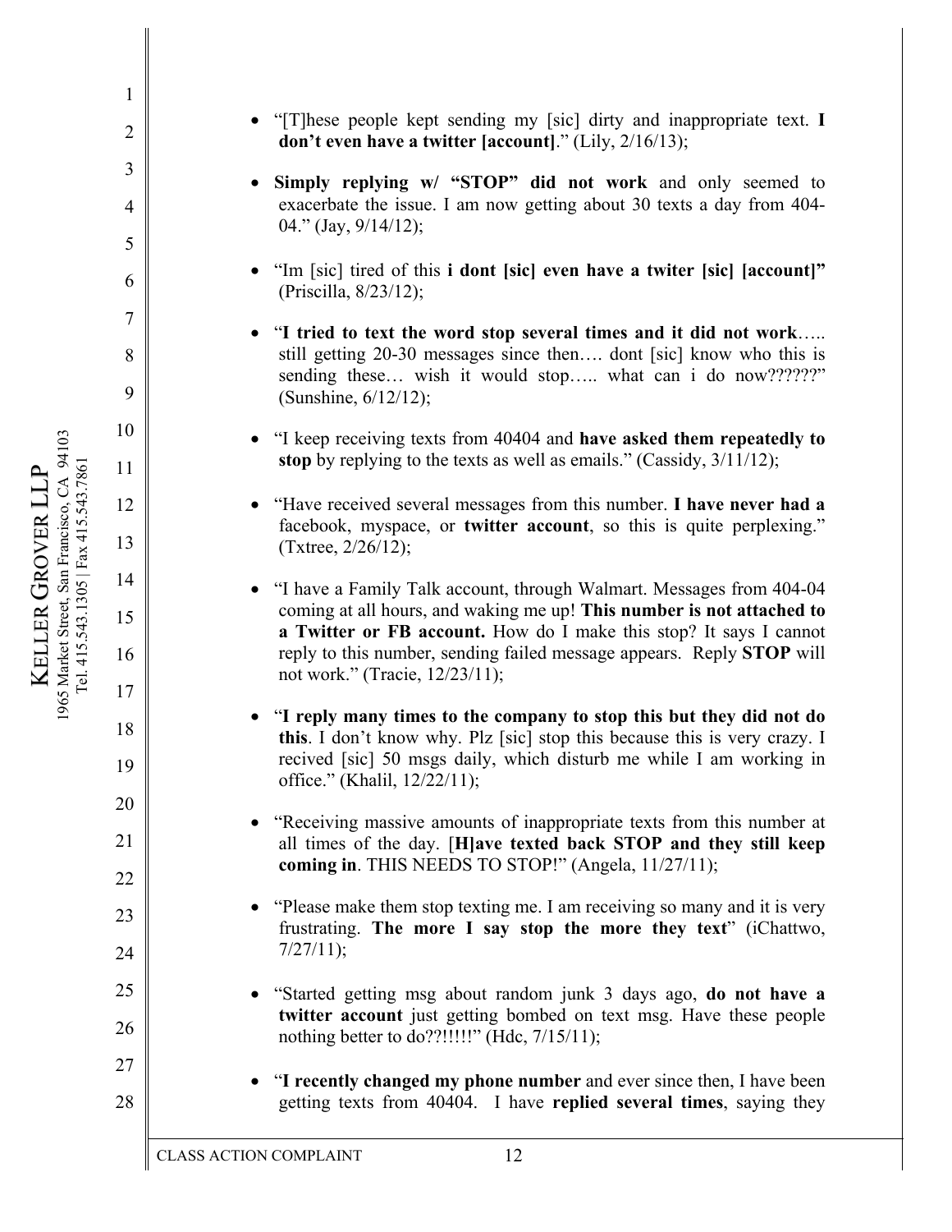- "[T]hese people kept sending my [sic] dirty and inappropriate text. **I don't even have a twitter [account]**." (Lily, 2/16/13);

- **Simply replying w/ "STOP" did not work** and only seemed to exacerbate the issue. I am now getting about 30 texts a day from 404-04." (Jay, 9/14/12);

- "Im [sic] tired of this **i dont [sic] even have a twiter [sic] [account]"** (Priscilla, 8/23/12);

- "**I tried to text the word stop several times and it did not work**….. still getting 20-30 messages since then…. dont [sic] know who this is sending these… wish it would stop….. what can i do now??????" (Sunshine, 6/12/12);

- "I keep receiving texts from 40404 and **have asked them repeatedly to stop** by replying to the texts as well as emails." (Cassidy, 3/11/12);

- "Have received several messages from this number. **I have never had a** facebook, myspace, or **twitter account**, so this is quite perplexing." (Txtree, 2/26/12);

- "I have a Family Talk account, through Walmart. Messages from 404-04 coming at all hours, and waking me up! **This number is not attached to a Twitter or FB account.** How do I make this stop? It says I cannot reply to this number, sending failed message appears. Reply **STOP** will not work." (Tracie, 12/23/11);

- "**I reply many times to the company to stop this but they did not do this**. I don't know why. Plz [sic] stop this because this is very crazy. I recived [sic] 50 msgs daily, which disturb me while I am working in office." (Khalil, 12/22/11);

- "Receiving massive amounts of inappropriate texts from this number at all times of the day. [**H]ave texted back STOP and they still keep coming in**. THIS NEEDS TO STOP!" (Angela, 11/27/11);

- "Please make them stop texting me. I am receiving so many and it is very frustrating. **The more I say stop the more they text**" (iChattwo, 7/27/11);

- "Started getting msg about random junk 3 days ago, **do not have a twitter account** just getting bombed on text msg. Have these people nothing better to do??!!!!!" (Hdc, 7/15/11);

- "**I recently changed my phone number** and ever since then, I have been getting texts from 40404. I have **replied several times**, saying they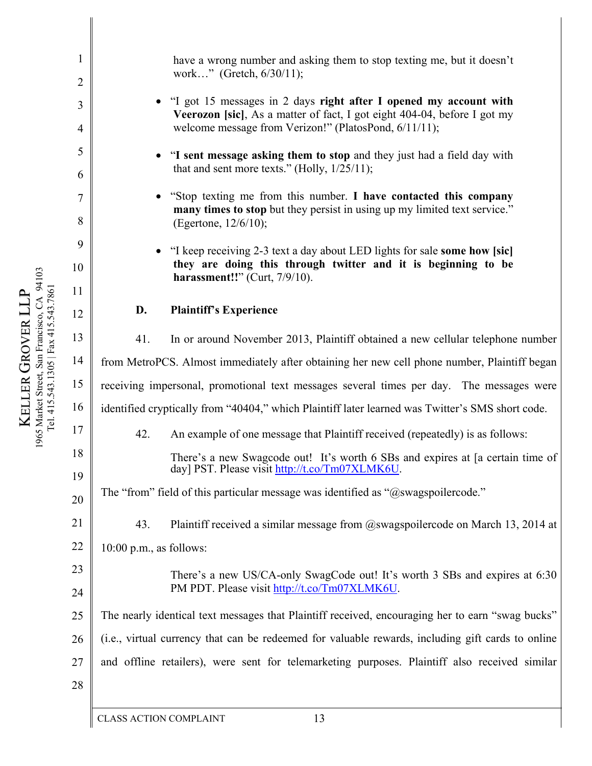have a wrong number and asking them to stop texting me, but it doesn't work…" (Gretch, 6/30/11);

- "I got 15 messages in 2 days **right after I opened my account with Veerozon [sic]**, As a matter of fact, I got eight 404-04, before I got my welcome message from Verizon!" (PlatosPond, 6/11/11);

- "**I sent message asking them to stop** and they just had a field day with that and sent more texts." (Holly, 1/25/11);

- "Stop texting me from this number. **I have contacted this company many times to stop** but they persist in using up my limited text service." (Egertone, 12/6/10);

- "I keep receiving 2-3 text a day about LED lights for sale **some how [sic] they are doing this through twitter and it is beginning to be harassment!!**" (Curt, 7/9/10).

### D. Plaintiff's Experience

41. In or around November 2013, Plaintiff obtained a new cellular telephone number from MetroPCS. Almost immediately after obtaining her new cell phone number, Plaintiff began receiving impersonal, promotional text messages several times per day. The messages were identified cryptically from "40404," which Plaintiff later learned was Twitter's SMS short code.

42. An example of one message that Plaintiff received (repeatedly) is as follows:

> There's a new Swagcode out! It's worth 6 SBs and expires at [a certain time of day] PST. Please visit http://t.co/Tm07XLMK6U.

The "from" field of this particular message was identified as "@swagspoilercode."

43. Plaintiff received a similar message from @swagspoilercode on March 13, 2014 at 10:00 p.m., as follows:

> There's a new US/CA-only SwagCode out! It's worth 3 SBs and expires at 6:30 PM PDT. Please visit http://t.co/Tm07XLMK6U.

The nearly identical text messages that Plaintiff received, encouraging her to earn "swag bucks" (i.e., virtual currency that can be redeemed for valuable rewards, including gift cards to online and offline retailers), were sent for telemarketing purposes. Plaintiff also received similar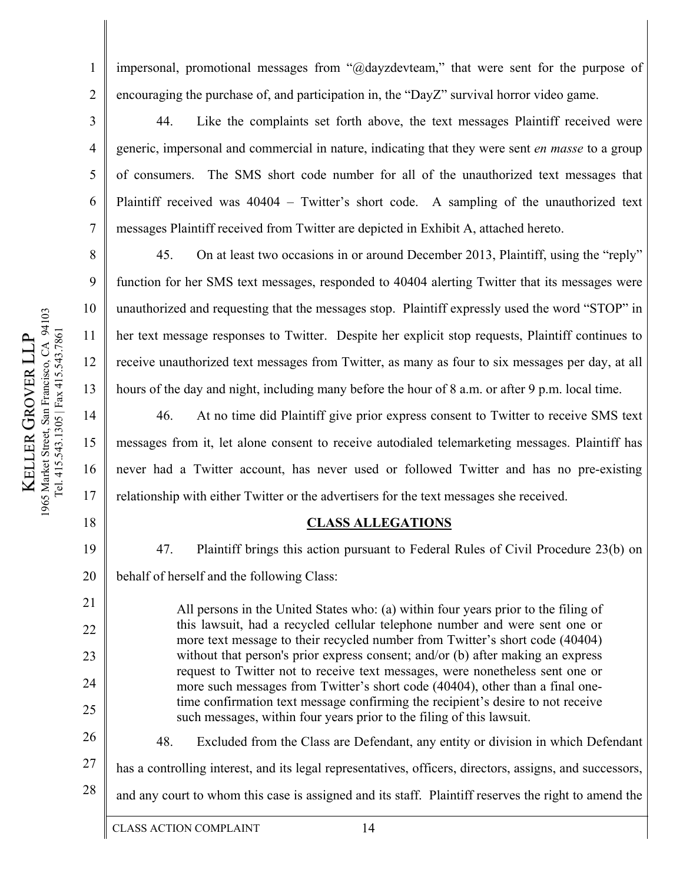impersonal, promotional messages from "@dayzdevteam," that were sent for the purpose of encouraging the purchase of, and participation in, the "DayZ" survival horror video game.

44. Like the complaints set forth above, the text messages Plaintiff received were generic, impersonal and commercial in nature, indicating that they were sent *en masse* to a group of consumers. The SMS short code number for all of the unauthorized text messages that Plaintiff received was 40404 – Twitter's short code. A sampling of the unauthorized text messages Plaintiff received from Twitter are depicted in Exhibit A, attached hereto.

45. On at least two occasions in or around December 2013, Plaintiff, using the "reply" function for her SMS text messages, responded to 40404 alerting Twitter that its messages were unauthorized and requesting that the messages stop. Plaintiff expressly used the word "STOP" in her text message responses to Twitter. Despite her explicit stop requests, Plaintiff continues to receive unauthorized text messages from Twitter, as many as four to six messages per day, at all hours of the day and night, including many before the hour of 8 a.m. or after 9 p.m. local time.

46. At no time did Plaintiff give prior express consent to Twitter to receive SMS text messages from it, let alone consent to receive autodialed telemarketing messages. Plaintiff has never had a Twitter account, has never used or followed Twitter and has no pre-existing relationship with either Twitter or the advertisers for the text messages she received.

## CLASS ALLEGATIONS

47. Plaintiff brings this action pursuant to Federal Rules of Civil Procedure 23(b) on behalf of herself and the following Class:

> All persons in the United States who: (a) within four years prior to the filing of this lawsuit, had a recycled cellular telephone number and were sent one or more text message to their recycled number from Twitter's short code (40404) without that person's prior express consent; and/or (b) after making an express request to Twitter not to receive text messages, were nonetheless sent one or more such messages from Twitter's short code (40404), other than a final one-time confirmation text message confirming the recipient's desire to not receive such messages, within four years prior to the filing of this lawsuit.

48. Excluded from the Class are Defendant, any entity or division in which Defendant has a controlling interest, and its legal representatives, officers, directors, assigns, and successors, and any court to whom this case is assigned and its staff. Plaintiff reserves the right to amend the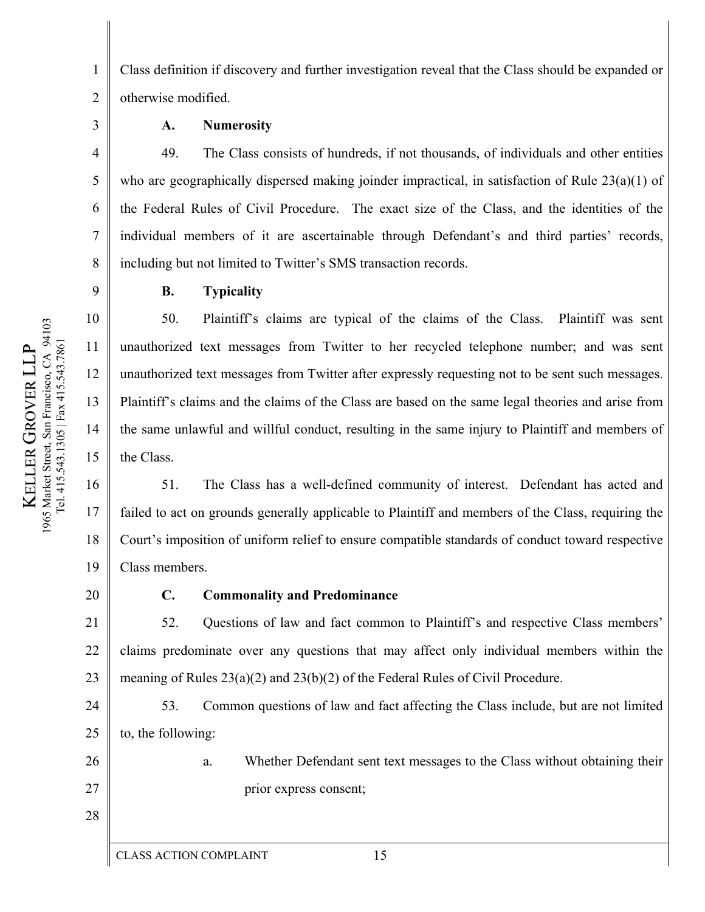Class definition if discovery and further investigation reveal that the Class should be expanded or otherwise modified.

### A. Numerosity

49. The Class consists of hundreds, if not thousands, of individuals and other entities who are geographically dispersed making joinder impractical, in satisfaction of Rule 23(a)(1) of the Federal Rules of Civil Procedure. The exact size of the Class, and the identities of the individual members of it are ascertainable through Defendant's and third parties' records, including but not limited to Twitter's SMS transaction records.

### B. Typicality

50. Plaintiff's claims are typical of the claims of the Class. Plaintiff was sent unauthorized text messages from Twitter to her recycled telephone number; and was sent unauthorized text messages from Twitter after expressly requesting not to be sent such messages. Plaintiff's claims and the claims of the Class are based on the same legal theories and arise from the same unlawful and willful conduct, resulting in the same injury to Plaintiff and members of the Class.

51. The Class has a well-defined community of interest. Defendant has acted and failed to act on grounds generally applicable to Plaintiff and members of the Class, requiring the Court's imposition of uniform relief to ensure compatible standards of conduct toward respective Class members.

### C. Commonality and Predominance

52. Questions of law and fact common to Plaintiff's and respective Class members' claims predominate over any questions that may affect only individual members within the meaning of Rules 23(a)(2) and 23(b)(2) of the Federal Rules of Civil Procedure.

53. Common questions of law and fact affecting the Class include, but are not limited to, the following:

a. Whether Defendant sent text messages to the Class without obtaining their prior express consent;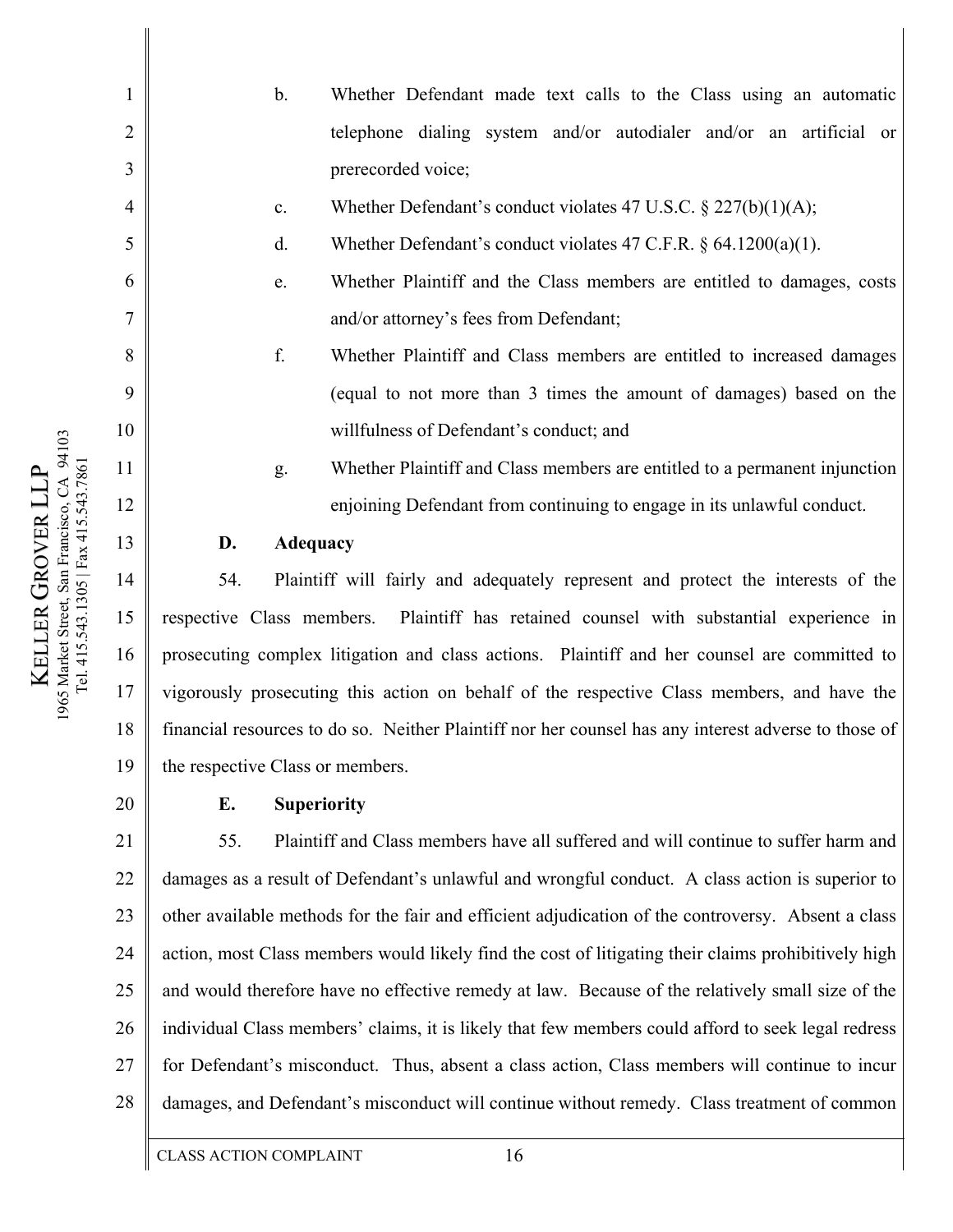b. Whether Defendant made text calls to the Class using an automatic telephone dialing system and/or autodialer and/or an artificial or prerecorded voice;

c. Whether Defendant's conduct violates 47 U.S.C. § 227(b)(1)(A);

d. Whether Defendant's conduct violates 47 C.F.R. § 64.1200(a)(1).

e. Whether Plaintiff and the Class members are entitled to damages, costs and/or attorney's fees from Defendant;

f. Whether Plaintiff and Class members are entitled to increased damages (equal to not more than 3 times the amount of damages) based on the willfulness of Defendant's conduct; and

g. Whether Plaintiff and Class members are entitled to a permanent injunction enjoining Defendant from continuing to engage in its unlawful conduct.

**D. Adequacy**

54. Plaintiff will fairly and adequately represent and protect the interests of the respective Class members. Plaintiff has retained counsel with substantial experience in prosecuting complex litigation and class actions. Plaintiff and her counsel are committed to vigorously prosecuting this action on behalf of the respective Class members, and have the financial resources to do so. Neither Plaintiff nor her counsel has any interest adverse to those of the respective Class or members.

**E. Superiority**

55. Plaintiff and Class members have all suffered and will continue to suffer harm and damages as a result of Defendant's unlawful and wrongful conduct. A class action is superior to other available methods for the fair and efficient adjudication of the controversy. Absent a class action, most Class members would likely find the cost of litigating their claims prohibitively high and would therefore have no effective remedy at law. Because of the relatively small size of the individual Class members' claims, it is likely that few members could afford to seek legal redress for Defendant's misconduct. Thus, absent a class action, Class members will continue to incur damages, and Defendant's misconduct will continue without remedy. Class treatment of common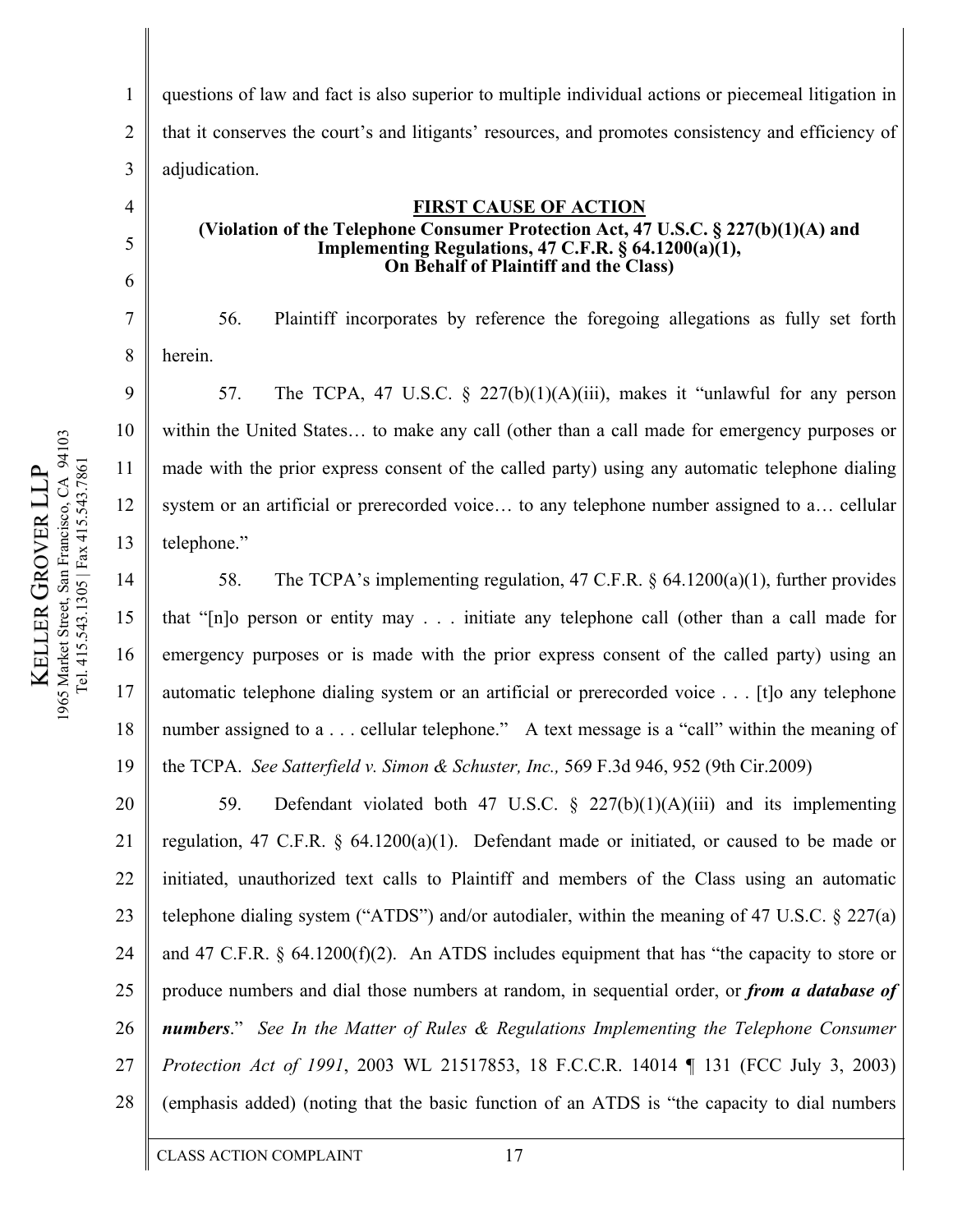questions of law and fact is also superior to multiple individual actions or piecemeal litigation in that it conserves the court's and litigants' resources, and promotes consistency and efficiency of adjudication.

**FIRST CAUSE OF ACTION**
**(Violation of the Telephone Consumer Protection Act, 47 U.S.C. § 227(b)(1)(A) and Implementing Regulations, 47 C.F.R. § 64.1200(a)(1), On Behalf of Plaintiff and the Class)**

56. Plaintiff incorporates by reference the foregoing allegations as fully set forth herein.

57. The TCPA, 47 U.S.C. § 227(b)(1)(A)(iii), makes it "unlawful for any person within the United States… to make any call (other than a call made for emergency purposes or made with the prior express consent of the called party) using any automatic telephone dialing system or an artificial or prerecorded voice… to any telephone number assigned to a… cellular telephone."

58. The TCPA's implementing regulation, 47 C.F.R. § 64.1200(a)(1), further provides that "[n]o person or entity may . . . initiate any telephone call (other than a call made for emergency purposes or is made with the prior express consent of the called party) using an automatic telephone dialing system or an artificial or prerecorded voice . . . [t]o any telephone number assigned to a . . . cellular telephone." A text message is a "call" within the meaning of the TCPA. *See Satterfield v. Simon & Schuster, Inc.,* 569 F.3d 946, 952 (9th Cir.2009)

59. Defendant violated both 47 U.S.C. § 227(b)(1)(A)(iii) and its implementing regulation, 47 C.F.R. § 64.1200(a)(1). Defendant made or initiated, or caused to be made or initiated, unauthorized text calls to Plaintiff and members of the Class using an automatic telephone dialing system ("ATDS") and/or autodialer, within the meaning of 47 U.S.C. § 227(a) and 47 C.F.R. § 64.1200(f)(2). An ATDS includes equipment that has "the capacity to store or produce numbers and dial those numbers at random, in sequential order, or ***from a database of numbers***." *See In the Matter of Rules & Regulations Implementing the Telephone Consumer Protection Act of 1991*, 2003 WL 21517853, 18 F.C.C.R. 14014 ¶ 131 (FCC July 3, 2003) (emphasis added) (noting that the basic function of an ATDS is "the capacity to dial numbers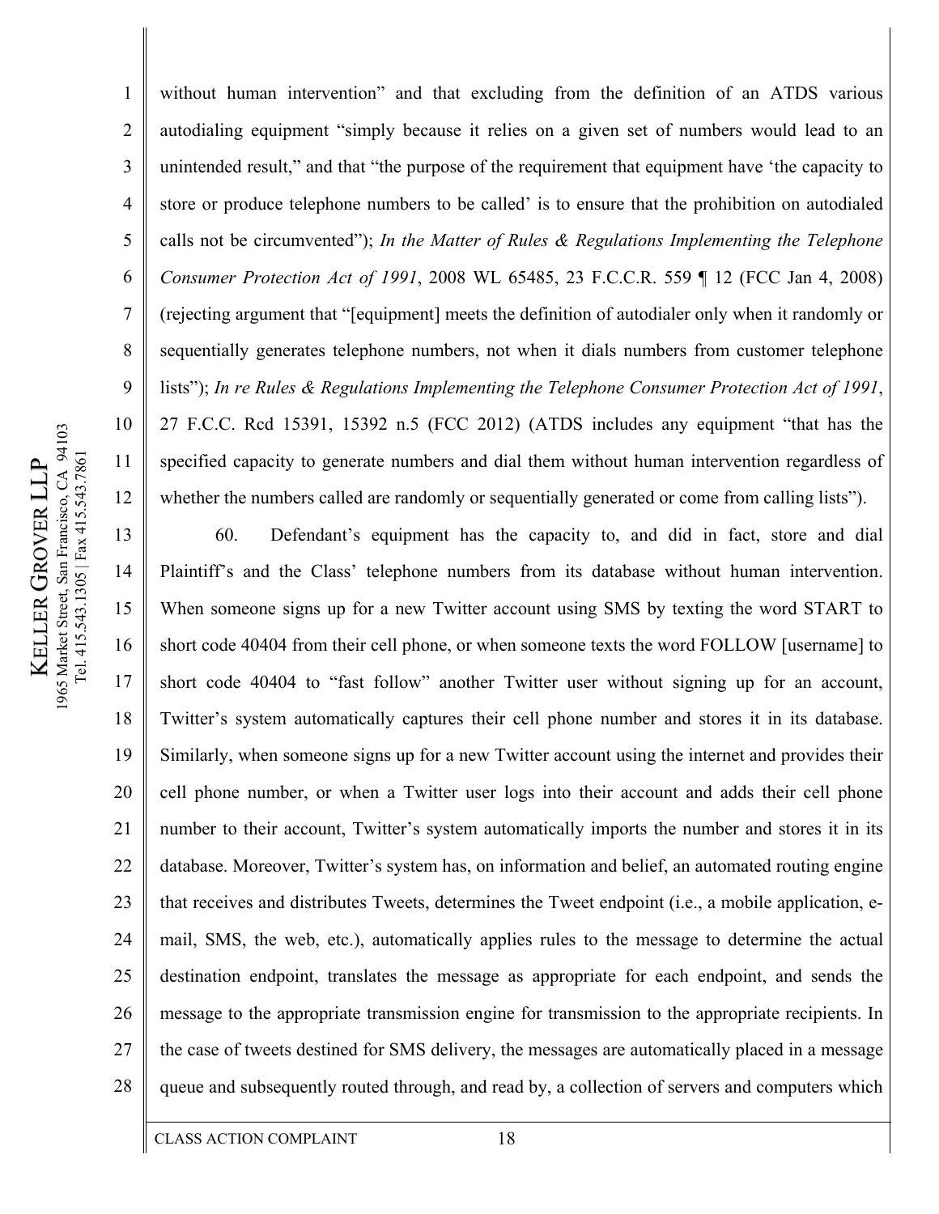without human intervention" and that excluding from the definition of an ATDS various autodialing equipment "simply because it relies on a given set of numbers would lead to an unintended result," and that "the purpose of the requirement that equipment have 'the capacity to store or produce telephone numbers to be called' is to ensure that the prohibition on autodialed calls not be circumvented"); *In the Matter of Rules & Regulations Implementing the Telephone Consumer Protection Act of 1991*, 2008 WL 65485, 23 F.C.C.R. 559 ¶ 12 (FCC Jan 4, 2008) (rejecting argument that "[equipment] meets the definition of autodialer only when it randomly or sequentially generates telephone numbers, not when it dials numbers from customer telephone lists"); *In re Rules & Regulations Implementing the Telephone Consumer Protection Act of 1991*, 27 F.C.C. Rcd 15391, 15392 n.5 (FCC 2012) (ATDS includes any equipment "that has the specified capacity to generate numbers and dial them without human intervention regardless of whether the numbers called are randomly or sequentially generated or come from calling lists").

60. Defendant's equipment has the capacity to, and did in fact, store and dial Plaintiff's and the Class' telephone numbers from its database without human intervention. When someone signs up for a new Twitter account using SMS by texting the word START to short code 40404 from their cell phone, or when someone texts the word FOLLOW [username] to short code 40404 to "fast follow" another Twitter user without signing up for an account, Twitter's system automatically captures their cell phone number and stores it in its database. Similarly, when someone signs up for a new Twitter account using the internet and provides their cell phone number, or when a Twitter user logs into their account and adds their cell phone number to their account, Twitter's system automatically imports the number and stores it in its database. Moreover, Twitter's system has, on information and belief, an automated routing engine that receives and distributes Tweets, determines the Tweet endpoint (i.e., a mobile application, e-mail, SMS, the web, etc.), automatically applies rules to the message to determine the actual destination endpoint, translates the message as appropriate for each endpoint, and sends the message to the appropriate transmission engine for transmission to the appropriate recipients. In the case of tweets destined for SMS delivery, the messages are automatically placed in a message queue and subsequently routed through, and read by, a collection of servers and computers which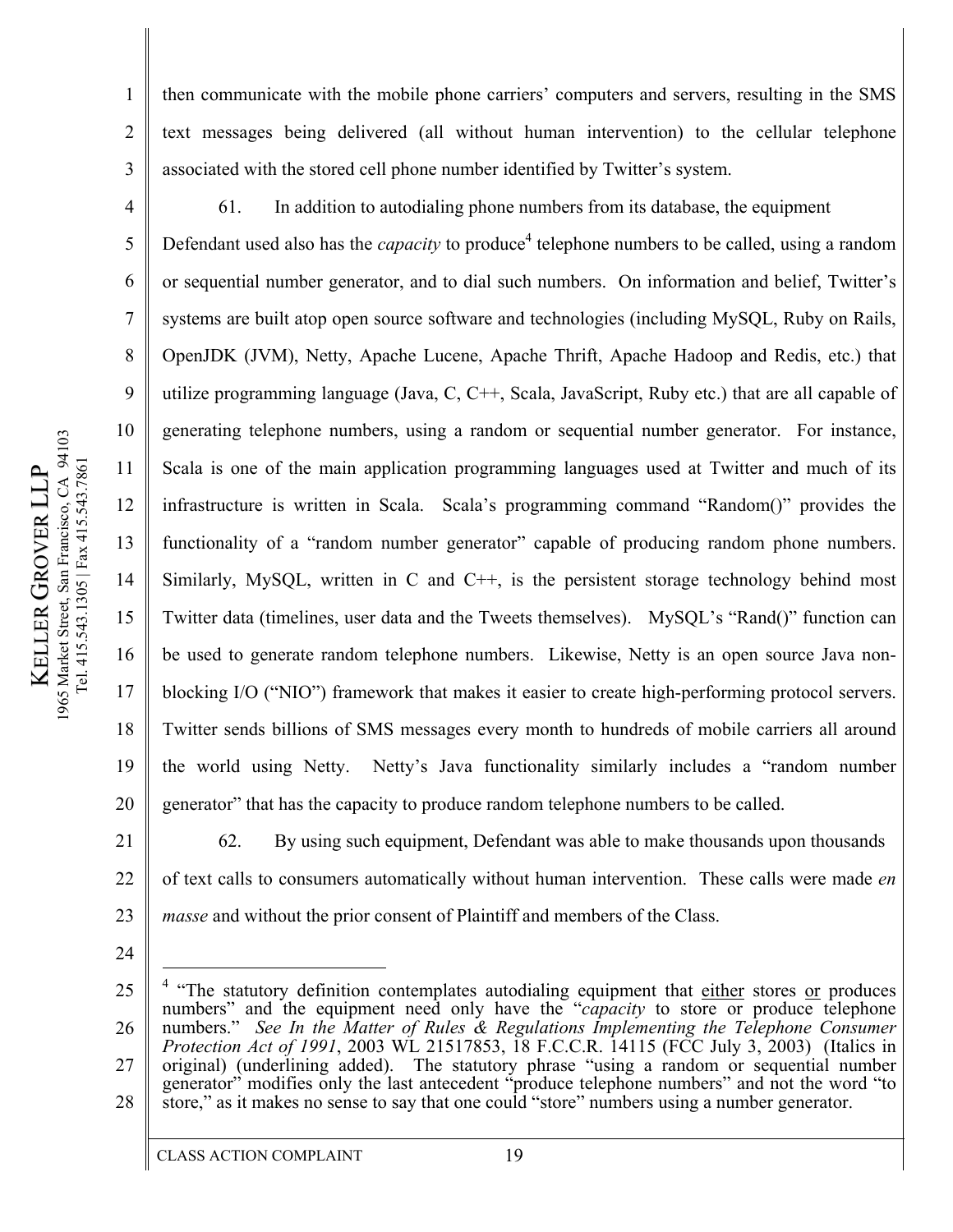then communicate with the mobile phone carriers' computers and servers, resulting in the SMS text messages being delivered (all without human intervention) to the cellular telephone associated with the stored cell phone number identified by Twitter's system.

61. In addition to autodialing phone numbers from its database, the equipment Defendant used also has the *capacity* to produce[4] telephone numbers to be called, using a random or sequential number generator, and to dial such numbers. On information and belief, Twitter's systems are built atop open source software and technologies (including MySQL, Ruby on Rails, OpenJDK (JVM), Netty, Apache Lucene, Apache Thrift, Apache Hadoop and Redis, etc.) that utilize programming language (Java, C, C++, Scala, JavaScript, Ruby etc.) that are all capable of generating telephone numbers, using a random or sequential number generator. For instance, Scala is one of the main application programming languages used at Twitter and much of its infrastructure is written in Scala. Scala's programming command "Random()" provides the functionality of a "random number generator" capable of producing random phone numbers. Similarly, MySQL, written in C and C++, is the persistent storage technology behind most Twitter data (timelines, user data and the Tweets themselves). MySQL's "Rand()" function can be used to generate random telephone numbers. Likewise, Netty is an open source Java non-blocking I/O ("NIO") framework that makes it easier to create high-performing protocol servers. Twitter sends billions of SMS messages every month to hundreds of mobile carriers all around the world using Netty. Netty's Java functionality similarly includes a "random number generator" that has the capacity to produce random telephone numbers to be called.

62. By using such equipment, Defendant was able to make thousands upon thousands of text calls to consumers automatically without human intervention. These calls were made *en masse* and without the prior consent of Plaintiff and members of the Class.

---

[4] "The statutory definition contemplates autodialing equipment that either stores or produces numbers" and the equipment need only have the "*capacity* to store or produce telephone numbers." *See In the Matter of Rules & Regulations Implementing the Telephone Consumer Protection Act of 1991*, 2003 WL 21517853, 18 F.C.C.R. 14115 (FCC July 3, 2003) (Italics in original) (underlining added). The statutory phrase "using a random or sequential number generator" modifies only the last antecedent "produce telephone numbers" and not the word "to store," as it makes no sense to say that one could "store" numbers using a number generator.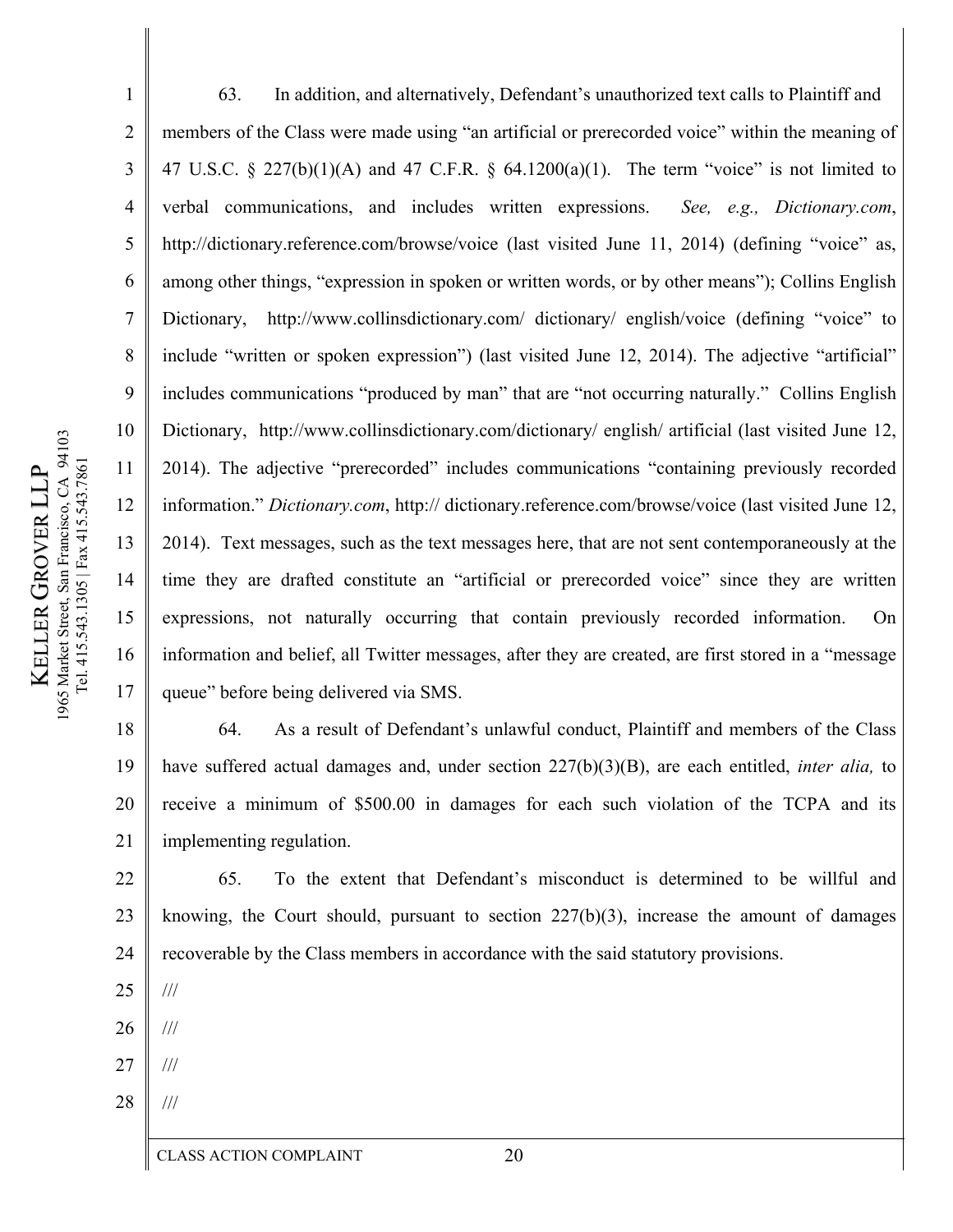63. In addition, and alternatively, Defendant's unauthorized text calls to Plaintiff and members of the Class were made using "an artificial or prerecorded voice" within the meaning of 47 U.S.C. § 227(b)(1)(A) and 47 C.F.R. § 64.1200(a)(1). The term "voice" is not limited to verbal communications, and includes written expressions. *See, e.g., Dictionary.com*, http://dictionary.reference.com/browse/voice (last visited June 11, 2014) (defining "voice" as, among other things, "expression in spoken or written words, or by other means"); Collins English Dictionary, http://www.collinsdictionary.com/ dictionary/ english/voice (defining "voice" to include "written or spoken expression") (last visited June 12, 2014). The adjective "artificial" includes communications "produced by man" that are "not occurring naturally." Collins English Dictionary, http://www.collinsdictionary.com/dictionary/ english/ artificial (last visited June 12, 2014). The adjective "prerecorded" includes communications "containing previously recorded information." *Dictionary.com*, http:// dictionary.reference.com/browse/voice (last visited June 12, 2014). Text messages, such as the text messages here, that are not sent contemporaneously at the time they are drafted constitute an "artificial or prerecorded voice" since they are written expressions, not naturally occurring that contain previously recorded information. On information and belief, all Twitter messages, after they are created, are first stored in a "message queue" before being delivered via SMS.

64. As a result of Defendant's unlawful conduct, Plaintiff and members of the Class have suffered actual damages and, under section 227(b)(3)(B), are each entitled, *inter alia,* to receive a minimum of $500.00 in damages for each such violation of the TCPA and its implementing regulation.

65. To the extent that Defendant's misconduct is determined to be willful and knowing, the Court should, pursuant to section 227(b)(3), increase the amount of damages recoverable by the Class members in accordance with the said statutory provisions.

///

///

///

///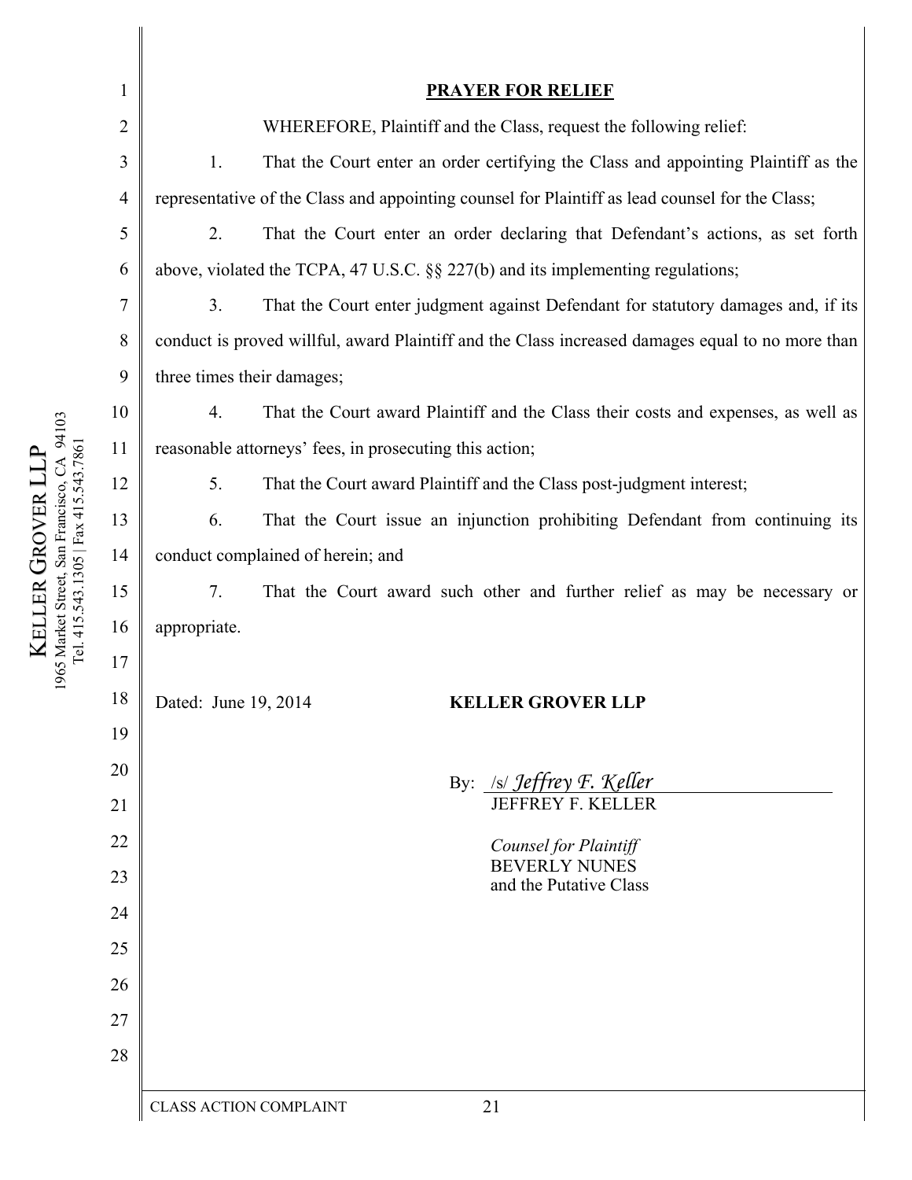## PRAYER FOR RELIEF

WHEREFORE, Plaintiff and the Class, request the following relief:

1. That the Court enter an order certifying the Class and appointing Plaintiff as the representative of the Class and appointing counsel for Plaintiff as lead counsel for the Class;

2. That the Court enter an order declaring that Defendant's actions, as set forth above, violated the TCPA, 47 U.S.C. §§ 227(b) and its implementing regulations;

3. That the Court enter judgment against Defendant for statutory damages and, if its conduct is proved willful, award Plaintiff and the Class increased damages equal to no more than three times their damages;

4. That the Court award Plaintiff and the Class their costs and expenses, as well as reasonable attorneys' fees, in prosecuting this action;

5. That the Court award Plaintiff and the Class post-judgment interest;

6. That the Court issue an injunction prohibiting Defendant from continuing its conduct complained of herein; and

7. That the Court award such other and further relief as may be necessary or appropriate.

Dated: June 19, 2014

**KELLER GROVER LLP**

By: /s/ *Jeffrey F. Keller*
JEFFREY F. KELLER

*Counsel for Plaintiff*
BEVERLY NUNES
and the Putative Class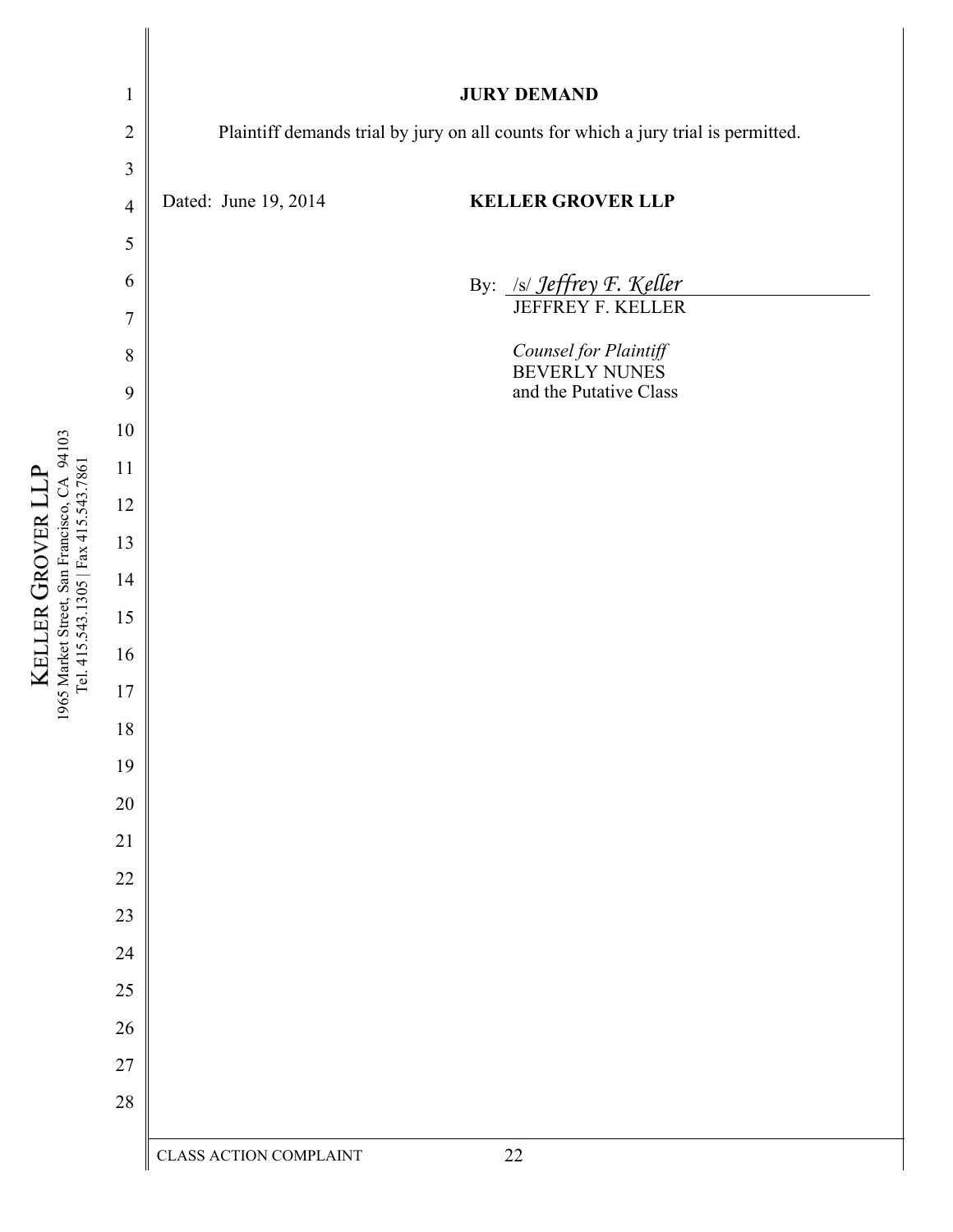## JURY DEMAND

Plaintiff demands trial by jury on all counts for which a jury trial is permitted.

Dated: June 19, 2014

**KELLER GROVER LLP**

By: /s/ *Jeffrey F. Keller*
JEFFREY F. KELLER

*Counsel for Plaintiff*
BEVERLY NUNES
and the Putative Class